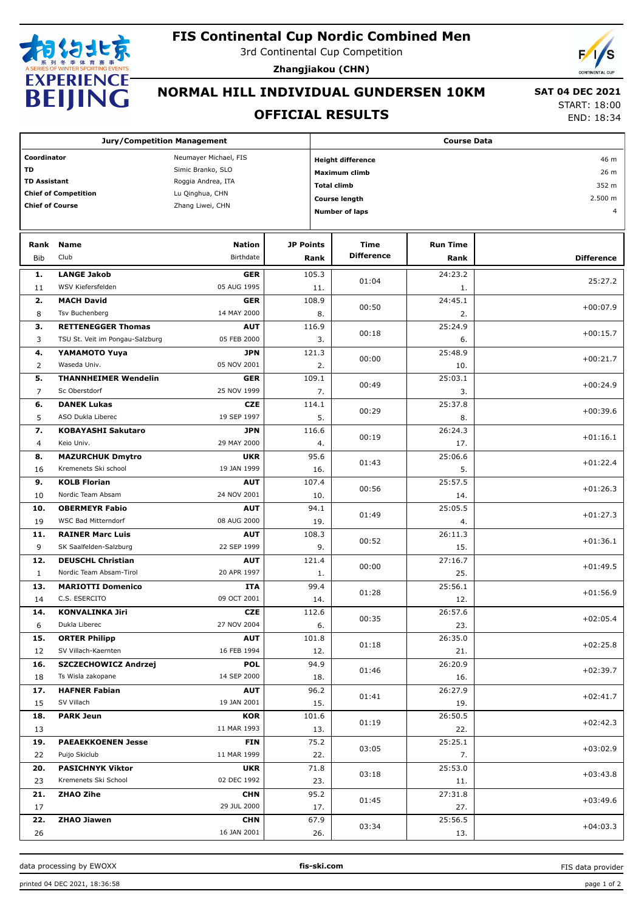# FIS Continental Cup Nordic Combined Men

3rd Continental Cup Competition

**Zhangjiakou (CHN)**

## NORMAL HILL INDIVIDUAL GUNDERSEN 10KM

## OFFICIAL RESULTS

**SAT 04 DEC 2021**

START: 18:00

END: 18:34

| Jury/Competition Management | |
|---|---|
| **Coordinator** | Neumayer Michael, FIS |
| **TD** | Simic Branko, SLO |
| **TD Assistant** | Roggia Andrea, ITA |
| **Chief of Competition** | Lu Qinghua, CHN |
| **Chief of Course** | Zhang Liwei, CHN |

| Course Data | |
|---|---|
| **Height difference** | 46 m |
| **Maximum climb** | 26 m |
| **Total climb** | 352 m |
| **Course length** | 2.500 m |
| **Number of laps** | 4 |

| Rank | Bib | Name | Club | Nation | Birthdate | JP Points | JP Rank | Time Difference | Run Time | Run Rank | Difference |
|---|---|---|---|---|---|---|---|---|---|---|---|
| 1. | 11 | **LANGE Jakob** | WSV Kiefersfelden | **GER** | 05 AUG 1995 | 105.3 | 11. | 01:04 | 24:23.2 | 1. | 25:27.2 |
| 2. | 8 | **MACH David** | Tsv Buchenberg | **GER** | 14 MAY 2000 | 108.9 | 8. | 00:50 | 24:45.1 | 2. | +00:07.9 |
| 3. | 3 | **RETTENEGGER Thomas** | TSU St. Veit im Pongau-Salzburg | **AUT** | 05 FEB 2000 | 116.9 | 3. | 00:18 | 25:24.9 | 6. | +00:15.7 |
| 4. | 2 | **YAMAMOTO Yuya** | Waseda Univ. | **JPN** | 05 NOV 2001 | 121.3 | 2. | 00:00 | 25:48.9 | 10. | +00:21.7 |
| 5. | 7 | **THANNHEIMER Wendelin** | Sc Oberstdorf | **GER** | 25 NOV 1999 | 109.1 | 7. | 00:49 | 25:03.1 | 3. | +00:24.9 |
| 6. | 5 | **DANEK Lukas** | ASO Dukla Liberec | **CZE** | 19 SEP 1997 | 114.1 | 5. | 00:29 | 25:37.8 | 8. | +00:39.6 |
| 7. | 4 | **KOBAYASHI Sakutaro** | Keio Univ. | **JPN** | 29 MAY 2000 | 116.6 | 4. | 00:19 | 26:24.3 | 17. | +01:16.1 |
| 8. | 16 | **MAZURCHUK Dmytro** | Kremenets Ski school | **UKR** | 19 JAN 1999 | 95.6 | 16. | 01:43 | 25:06.6 | 5. | +01:22.4 |
| 9. | 10 | **KOLB Florian** | Nordic Team Absam | **AUT** | 24 NOV 2001 | 107.4 | 10. | 00:56 | 25:57.5 | 14. | +01:26.3 |
| 10. | 19 | **OBERMEYR Fabio** | WSC Bad Mitterndorf | **AUT** | 08 AUG 2000 | 94.1 | 19. | 01:49 | 25:05.5 | 4. | +01:27.3 |
| 11. | 9 | **RAINER Marc Luis** | SK Saalfelden-Salzburg | **AUT** | 22 SEP 1999 | 108.3 | 9. | 00:52 | 26:11.3 | 15. | +01:36.1 |
| 12. | 1 | **DEUSCHL Christian** | Nordic Team Absam-Tirol | **AUT** | 20 APR 1997 | 121.4 | 1. | 00:00 | 27:16.7 | 25. | +01:49.5 |
| 13. | 14 | **MARIOTTI Domenico** | C.S. ESERCITO | **ITA** | 09 OCT 2001 | 99.4 | 14. | 01:28 | 25:56.1 | 12. | +01:56.9 |
| 14. | 6 | **KONVALINKA Jiri** | Dukla Liberec | **CZE** | 27 NOV 2004 | 112.6 | 6. | 00:35 | 26:57.6 | 23. | +02:05.4 |
| 15. | 12 | **ORTER Philipp** | SV Villach-Kaernten | **AUT** | 16 FEB 1994 | 101.8 | 12. | 01:18 | 26:35.0 | 21. | +02:25.8 |
| 16. | 18 | **SZCZECHOWICZ Andrzej** | Ts Wisla zakopane | **POL** | 14 SEP 2000 | 94.9 | 18. | 01:46 | 26:20.9 | 16. | +02:39.7 |
| 17. | 15 | **HAFNER Fabian** | SV Villach | **AUT** | 19 JAN 2001 | 96.2 | 15. | 01:41 | 26:27.9 | 19. | +02:41.7 |
| 18. | 13 | **PARK Jeun** | | **KOR** | 11 MAR 1993 | 101.6 | 13. | 01:19 | 26:50.5 | 22. | +02:42.3 |
| 19. | 22 | **PAEAEKKOENEN Jesse** | Puijo Skiclub | **FIN** | 11 MAR 1999 | 75.2 | 22. | 03:05 | 25:25.1 | 7. | +03:02.9 |
| 20. | 23 | **PASICHNYK Viktor** | Kremenets Ski School | **UKR** | 02 DEC 1992 | 71.8 | 23. | 03:18 | 25:53.0 | 11. | +03:43.8 |
| 21. | 17 | **ZHAO Zihe** | | **CHN** | 29 JUL 2000 | 95.2 | 17. | 01:45 | 27:31.8 | 27. | +03:49.6 |
| 22. | 26 | **ZHAO Jiawen** | | **CHN** | 16 JAN 2001 | 67.9 | 26. | 03:34 | 25:56.5 | 13. | +04:03.3 |

data processing by EWOXX — fis-ski.com — FIS data provider

printed 04 DEC 2021, 18:36:58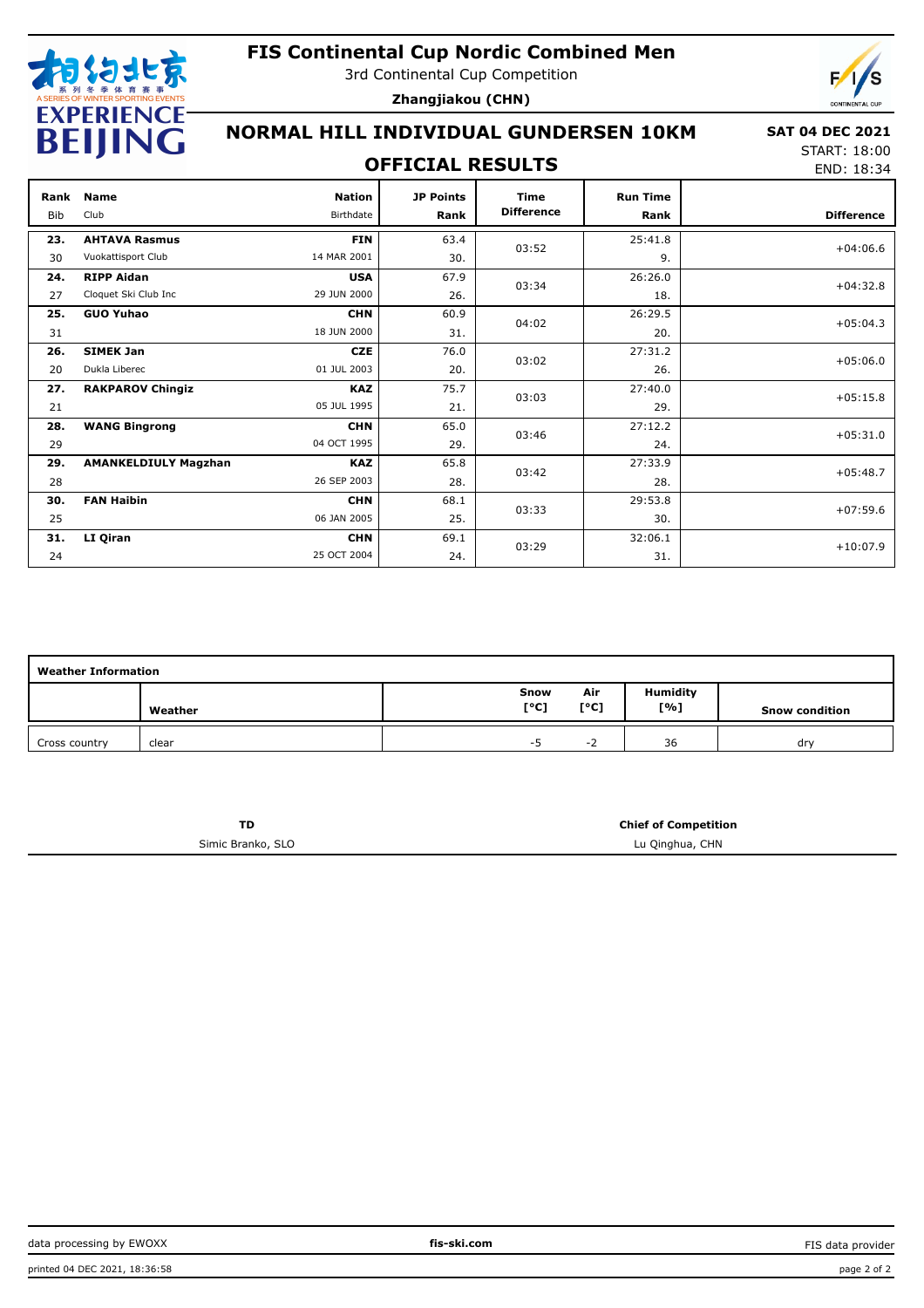# FIS Continental Cup Nordic Combined Men

3rd Continental Cup Competition

**Zhangjiakou (CHN)**

## NORMAL HILL INDIVIDUAL GUNDERSEN 10KM

## OFFICIAL RESULTS

**SAT 04 DEC 2021**
START: 18:00
END: 18:34

| Rank | Name | Nation | JP Points | Time Difference | Run Time | Difference |
|---|---|---|---|---|---|---|
| Bib | Club | Birthdate | Rank | | Rank | |
| **23.** | **AHTAVA Rasmus** | **FIN** | 63.4 | 03:52 | 25:41.8 | +04:06.6 |
| 30 | Vuokattisport Club | 14 MAR 2001 | 30. | | 9. | |
| **24.** | **RIPP Aidan** | **USA** | 67.9 | 03:34 | 26:26.0 | +04:32.8 |
| 27 | Cloquet Ski Club Inc | 29 JUN 2000 | 26. | | 18. | |
| **25.** | **GUO Yuhao** | **CHN** | 60.9 | 04:02 | 26:29.5 | +05:04.3 |
| 31 | | 18 JUN 2000 | 31. | | 20. | |
| **26.** | **SIMEK Jan** | **CZE** | 76.0 | 03:02 | 27:31.2 | +05:06.0 |
| 20 | Dukla Liberec | 01 JUL 2003 | 20. | | 26. | |
| **27.** | **RAKPAROV Chingiz** | **KAZ** | 75.7 | 03:03 | 27:40.0 | +05:15.8 |
| 21 | | 05 JUL 1995 | 21. | | 29. | |
| **28.** | **WANG Bingrong** | **CHN** | 65.0 | 03:46 | 27:12.2 | +05:31.0 |
| 29 | | 04 OCT 1995 | 29. | | 24. | |
| **29.** | **AMANKELDIULY Magzhan** | **KAZ** | 65.8 | 03:42 | 27:33.9 | +05:48.7 |
| 28 | | 26 SEP 2003 | 28. | | 28. | |
| **30.** | **FAN Haibin** | **CHN** | 68.1 | 03:33 | 29:53.8 | +07:59.6 |
| 25 | | 06 JAN 2005 | 25. | | 30. | |
| **31.** | **LI Qiran** | **CHN** | 69.1 | 03:29 | 32:06.1 | +10:07.9 |
| 24 | | 25 OCT 2004 | 24. | | 31. | |

**Weather Information**

| | Weather | Snow [°C] | Air [°C] | Humidity [%] | Snow condition |
|---|---|---|---|---|---|
| Cross country | clear | -5 | -2 | 36 | dry |

**TD**
Simic Branko, SLO

**Chief of Competition**
Lu Qinghua, CHN

data processing by EWOXX — **fis-ski.com** — FIS data provider

printed 04 DEC 2021, 18:36:58